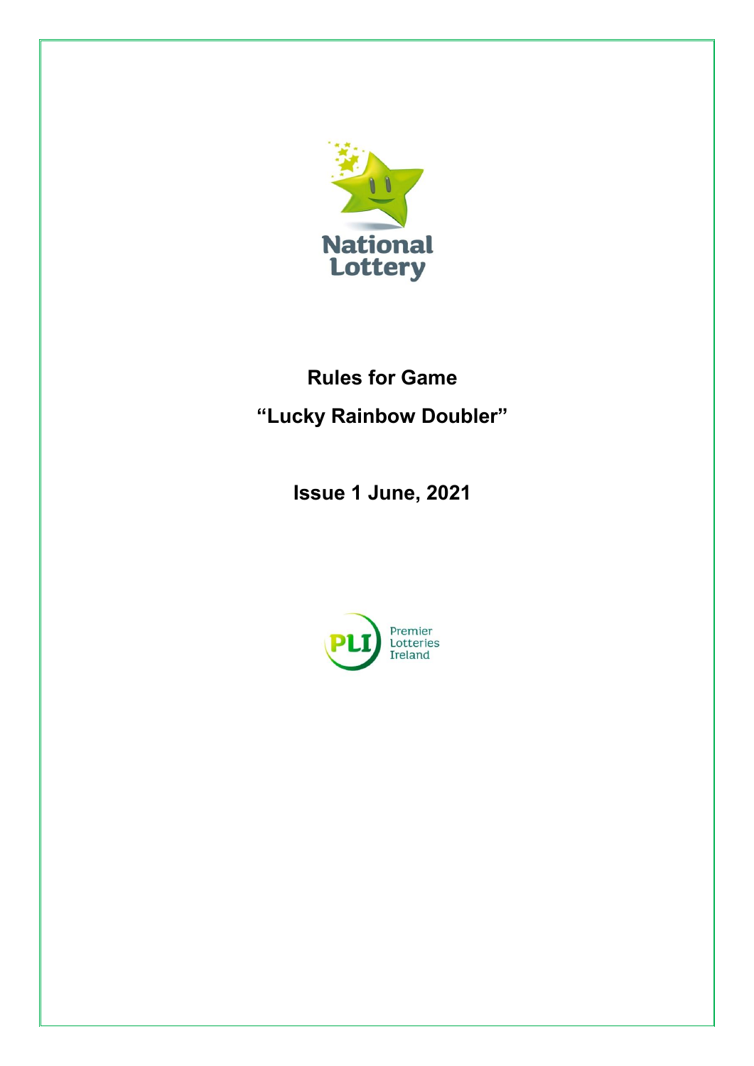National Lottery

# Rules for Game

# "Lucky Rainbow Doubler"

## Issue 1 June, 2021

Premier Lotteries Ireland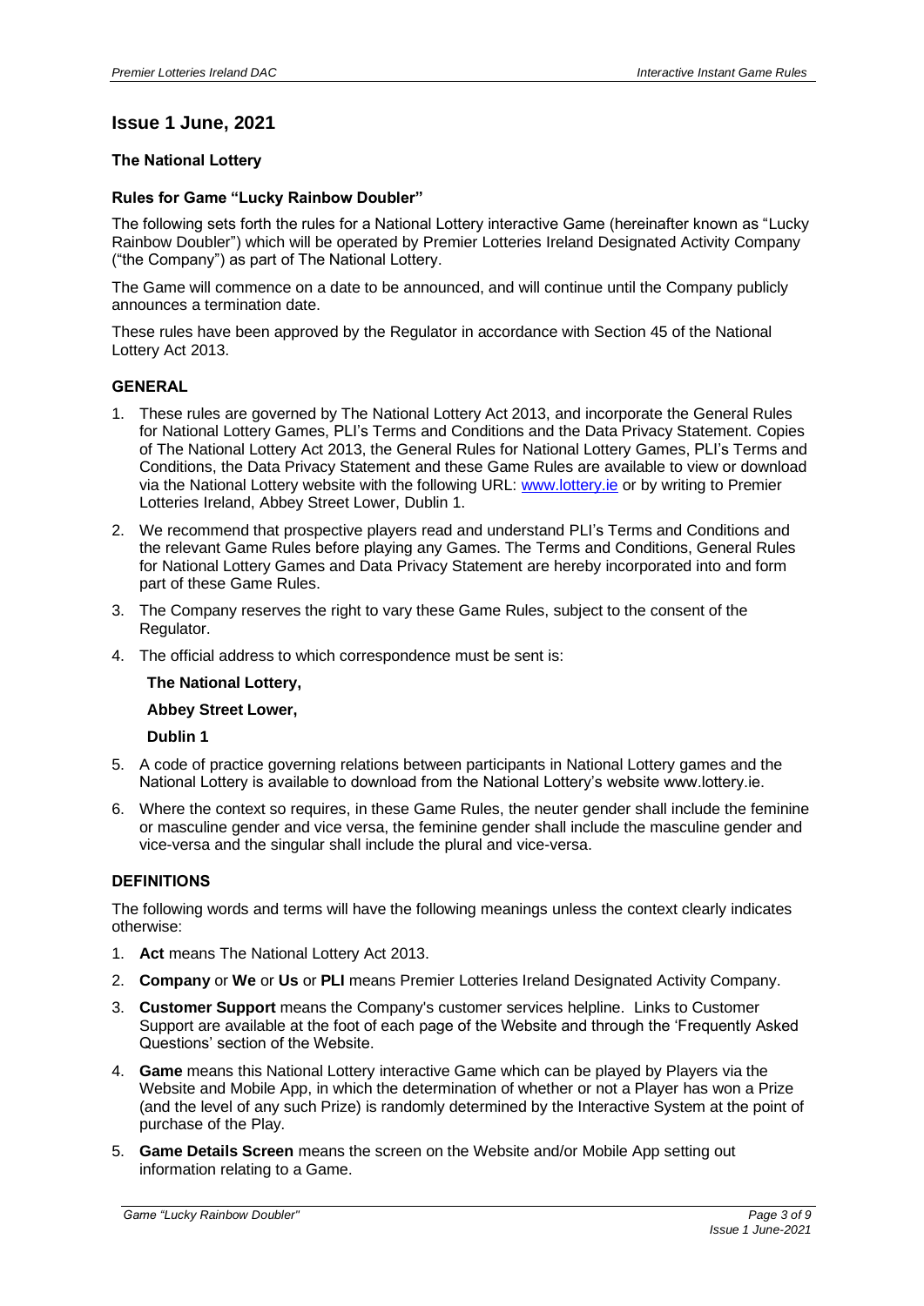## Issue 1 June, 2021

**The National Lottery**

**Rules for Game "Lucky Rainbow Doubler"**

The following sets forth the rules for a National Lottery interactive Game (hereinafter known as "Lucky Rainbow Doubler") which will be operated by Premier Lotteries Ireland Designated Activity Company ("the Company") as part of The National Lottery.

The Game will commence on a date to be announced, and will continue until the Company publicly announces a termination date.

These rules have been approved by the Regulator in accordance with Section 45 of the National Lottery Act 2013.

### GENERAL

1. These rules are governed by The National Lottery Act 2013, and incorporate the General Rules for National Lottery Games, PLI's Terms and Conditions and the Data Privacy Statement. Copies of The National Lottery Act 2013, the General Rules for National Lottery Games, PLI's Terms and Conditions, the Data Privacy Statement and these Game Rules are available to view or download via the National Lottery website with the following URL: www.lottery.ie or by writing to Premier Lotteries Ireland, Abbey Street Lower, Dublin 1.
2. We recommend that prospective players read and understand PLI's Terms and Conditions and the relevant Game Rules before playing any Games. The Terms and Conditions, General Rules for National Lottery Games and Data Privacy Statement are hereby incorporated into and form part of these Game Rules.
3. The Company reserves the right to vary these Game Rules, subject to the consent of the Regulator.
4. The official address to which correspondence must be sent is:

   **The National Lottery,**

   **Abbey Street Lower,**

   **Dublin 1**

5. A code of practice governing relations between participants in National Lottery games and the National Lottery is available to download from the National Lottery's website www.lottery.ie.
6. Where the context so requires, in these Game Rules, the neuter gender shall include the feminine or masculine gender and vice versa, the feminine gender shall include the masculine gender and vice-versa and the singular shall include the plural and vice-versa.

### DEFINITIONS

The following words and terms will have the following meanings unless the context clearly indicates otherwise:

1. **Act** means The National Lottery Act 2013.
2. **Company** or **We** or **Us** or **PLI** means Premier Lotteries Ireland Designated Activity Company.
3. **Customer Support** means the Company's customer services helpline. Links to Customer Support are available at the foot of each page of the Website and through the 'Frequently Asked Questions' section of the Website.
4. **Game** means this National Lottery interactive Game which can be played by Players via the Website and Mobile App, in which the determination of whether or not a Player has won a Prize (and the level of any such Prize) is randomly determined by the Interactive System at the point of purchase of the Play.
5. **Game Details Screen** means the screen on the Website and/or Mobile App setting out information relating to a Game.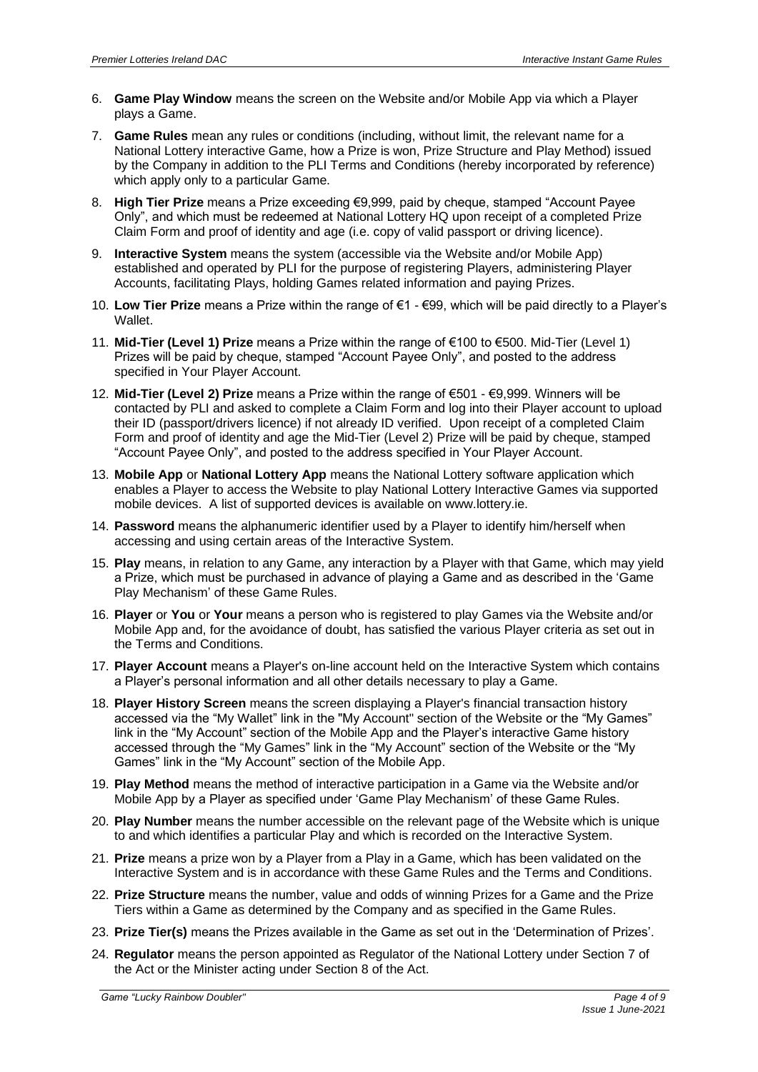6. **Game Play Window** means the screen on the Website and/or Mobile App via which a Player plays a Game.

7. **Game Rules** mean any rules or conditions (including, without limit, the relevant name for a National Lottery interactive Game, how a Prize is won, Prize Structure and Play Method) issued by the Company in addition to the PLI Terms and Conditions (hereby incorporated by reference) which apply only to a particular Game.

8. **High Tier Prize** means a Prize exceeding €9,999, paid by cheque, stamped "Account Payee Only", and which must be redeemed at National Lottery HQ upon receipt of a completed Prize Claim Form and proof of identity and age (i.e. copy of valid passport or driving licence).

9. **Interactive System** means the system (accessible via the Website and/or Mobile App) established and operated by PLI for the purpose of registering Players, administering Player Accounts, facilitating Plays, holding Games related information and paying Prizes.

10. **Low Tier Prize** means a Prize within the range of €1 - €99, which will be paid directly to a Player's Wallet.

11. **Mid-Tier (Level 1) Prize** means a Prize within the range of €100 to €500. Mid-Tier (Level 1) Prizes will be paid by cheque, stamped "Account Payee Only", and posted to the address specified in Your Player Account.

12. **Mid-Tier (Level 2) Prize** means a Prize within the range of €501 - €9,999. Winners will be contacted by PLI and asked to complete a Claim Form and log into their Player account to upload their ID (passport/drivers licence) if not already ID verified. Upon receipt of a completed Claim Form and proof of identity and age the Mid-Tier (Level 2) Prize will be paid by cheque, stamped "Account Payee Only", and posted to the address specified in Your Player Account.

13. **Mobile App** or **National Lottery App** means the National Lottery software application which enables a Player to access the Website to play National Lottery Interactive Games via supported mobile devices. A list of supported devices is available on www.lottery.ie.

14. **Password** means the alphanumeric identifier used by a Player to identify him/herself when accessing and using certain areas of the Interactive System.

15. **Play** means, in relation to any Game, any interaction by a Player with that Game, which may yield a Prize, which must be purchased in advance of playing a Game and as described in the 'Game Play Mechanism' of these Game Rules.

16. **Player** or **You** or **Your** means a person who is registered to play Games via the Website and/or Mobile App and, for the avoidance of doubt, has satisfied the various Player criteria as set out in the Terms and Conditions.

17. **Player Account** means a Player's on-line account held on the Interactive System which contains a Player's personal information and all other details necessary to play a Game.

18. **Player History Screen** means the screen displaying a Player's financial transaction history accessed via the "My Wallet" link in the "My Account" section of the Website or the "My Games" link in the "My Account" section of the Mobile App and the Player's interactive Game history accessed through the "My Games" link in the "My Account" section of the Website or the "My Games" link in the "My Account" section of the Mobile App.

19. **Play Method** means the method of interactive participation in a Game via the Website and/or Mobile App by a Player as specified under 'Game Play Mechanism' of these Game Rules.

20. **Play Number** means the number accessible on the relevant page of the Website which is unique to and which identifies a particular Play and which is recorded on the Interactive System.

21. **Prize** means a prize won by a Player from a Play in a Game, which has been validated on the Interactive System and is in accordance with these Game Rules and the Terms and Conditions.

22. **Prize Structure** means the number, value and odds of winning Prizes for a Game and the Prize Tiers within a Game as determined by the Company and as specified in the Game Rules.

23. **Prize Tier(s)** means the Prizes available in the Game as set out in the 'Determination of Prizes'.

24. **Regulator** means the person appointed as Regulator of the National Lottery under Section 7 of the Act or the Minister acting under Section 8 of the Act.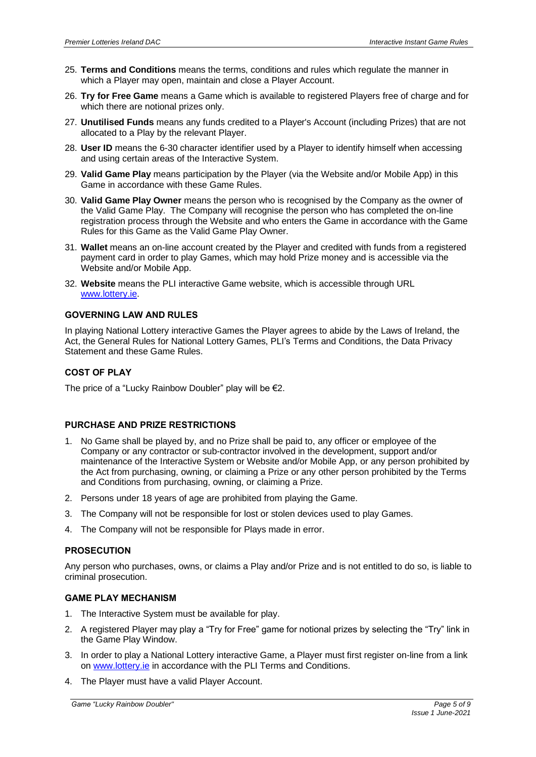25. **Terms and Conditions** means the terms, conditions and rules which regulate the manner in which a Player may open, maintain and close a Player Account.
26. **Try for Free Game** means a Game which is available to registered Players free of charge and for which there are notional prizes only.
27. **Unutilised Funds** means any funds credited to a Player's Account (including Prizes) that are not allocated to a Play by the relevant Player.
28. **User ID** means the 6-30 character identifier used by a Player to identify himself when accessing and using certain areas of the Interactive System.
29. **Valid Game Play** means participation by the Player (via the Website and/or Mobile App) in this Game in accordance with these Game Rules.
30. **Valid Game Play Owner** means the person who is recognised by the Company as the owner of the Valid Game Play. The Company will recognise the person who has completed the on-line registration process through the Website and who enters the Game in accordance with the Game Rules for this Game as the Valid Game Play Owner.
31. **Wallet** means an on-line account created by the Player and credited with funds from a registered payment card in order to play Games, which may hold Prize money and is accessible via the Website and/or Mobile App.
32. **Website** means the PLI interactive Game website, which is accessible through URL [www.lottery.ie](www.lottery.ie).

### GOVERNING LAW AND RULES

In playing National Lottery interactive Games the Player agrees to abide by the Laws of Ireland, the Act, the General Rules for National Lottery Games, PLI's Terms and Conditions, the Data Privacy Statement and these Game Rules.

### COST OF PLAY

The price of a "Lucky Rainbow Doubler" play will be €2.

### PURCHASE AND PRIZE RESTRICTIONS

1. No Game shall be played by, and no Prize shall be paid to, any officer or employee of the Company or any contractor or sub-contractor involved in the development, support and/or maintenance of the Interactive System or Website and/or Mobile App, or any person prohibited by the Act from purchasing, owning, or claiming a Prize or any other person prohibited by the Terms and Conditions from purchasing, owning, or claiming a Prize.
2. Persons under 18 years of age are prohibited from playing the Game.
3. The Company will not be responsible for lost or stolen devices used to play Games.
4. The Company will not be responsible for Plays made in error.

### PROSECUTION

Any person who purchases, owns, or claims a Play and/or Prize and is not entitled to do so, is liable to criminal prosecution.

### GAME PLAY MECHANISM

1. The Interactive System must be available for play.
2. A registered Player may play a "Try for Free" game for notional prizes by selecting the "Try" link in the Game Play Window.
3. In order to play a National Lottery interactive Game, a Player must first register on-line from a link on [www.lottery.ie](www.lottery.ie) in accordance with the PLI Terms and Conditions.
4. The Player must have a valid Player Account.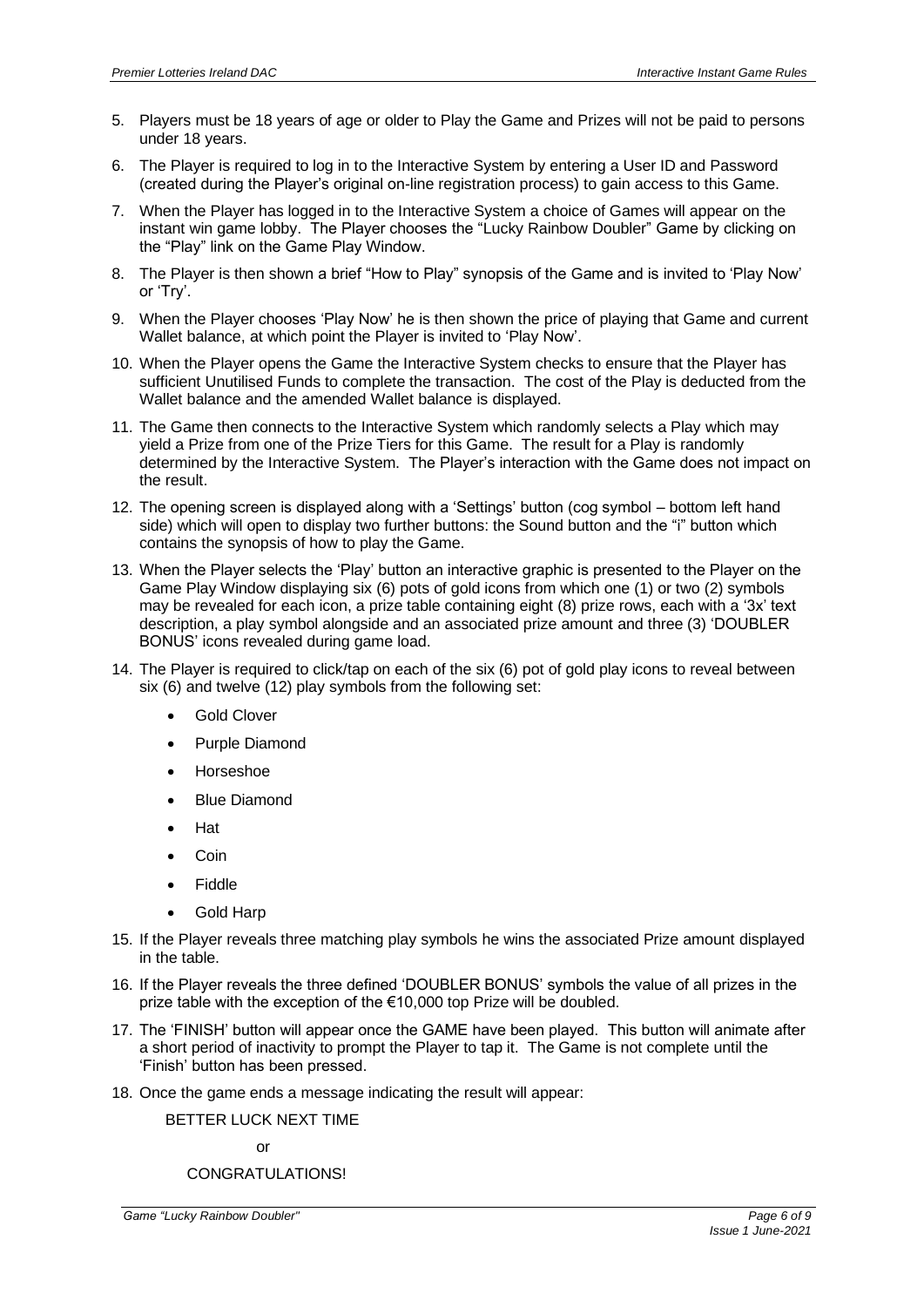5. Players must be 18 years of age or older to Play the Game and Prizes will not be paid to persons under 18 years.
6. The Player is required to log in to the Interactive System by entering a User ID and Password (created during the Player's original on-line registration process) to gain access to this Game.
7. When the Player has logged in to the Interactive System a choice of Games will appear on the instant win game lobby. The Player chooses the "Lucky Rainbow Doubler" Game by clicking on the "Play" link on the Game Play Window.
8. The Player is then shown a brief "How to Play" synopsis of the Game and is invited to 'Play Now' or 'Try'.
9. When the Player chooses 'Play Now' he is then shown the price of playing that Game and current Wallet balance, at which point the Player is invited to 'Play Now'.
10. When the Player opens the Game the Interactive System checks to ensure that the Player has sufficient Unutilised Funds to complete the transaction. The cost of the Play is deducted from the Wallet balance and the amended Wallet balance is displayed.
11. The Game then connects to the Interactive System which randomly selects a Play which may yield a Prize from one of the Prize Tiers for this Game. The result for a Play is randomly determined by the Interactive System. The Player's interaction with the Game does not impact on the result.
12. The opening screen is displayed along with a 'Settings' button (cog symbol – bottom left hand side) which will open to display two further buttons: the Sound button and the "i" button which contains the synopsis of how to play the Game.
13. When the Player selects the 'Play' button an interactive graphic is presented to the Player on the Game Play Window displaying six (6) pots of gold icons from which one (1) or two (2) symbols may be revealed for each icon, a prize table containing eight (8) prize rows, each with a '3x' text description, a play symbol alongside and an associated prize amount and three (3) 'DOUBLER BONUS' icons revealed during game load.
14. The Player is required to click/tap on each of the six (6) pot of gold play icons to reveal between six (6) and twelve (12) play symbols from the following set:
    - Gold Clover
    - Purple Diamond
    - Horseshoe
    - Blue Diamond
    - Hat
    - Coin
    - Fiddle
    - Gold Harp
15. If the Player reveals three matching play symbols he wins the associated Prize amount displayed in the table.
16. If the Player reveals the three defined 'DOUBLER BONUS' symbols the value of all prizes in the prize table with the exception of the €10,000 top Prize will be doubled.
17. The 'FINISH' button will appear once the GAME have been played. This button will animate after a short period of inactivity to prompt the Player to tap it. The Game is not complete until the 'Finish' button has been pressed.
18. Once the game ends a message indicating the result will appear:

    BETTER LUCK NEXT TIME

    or

    CONGRATULATIONS!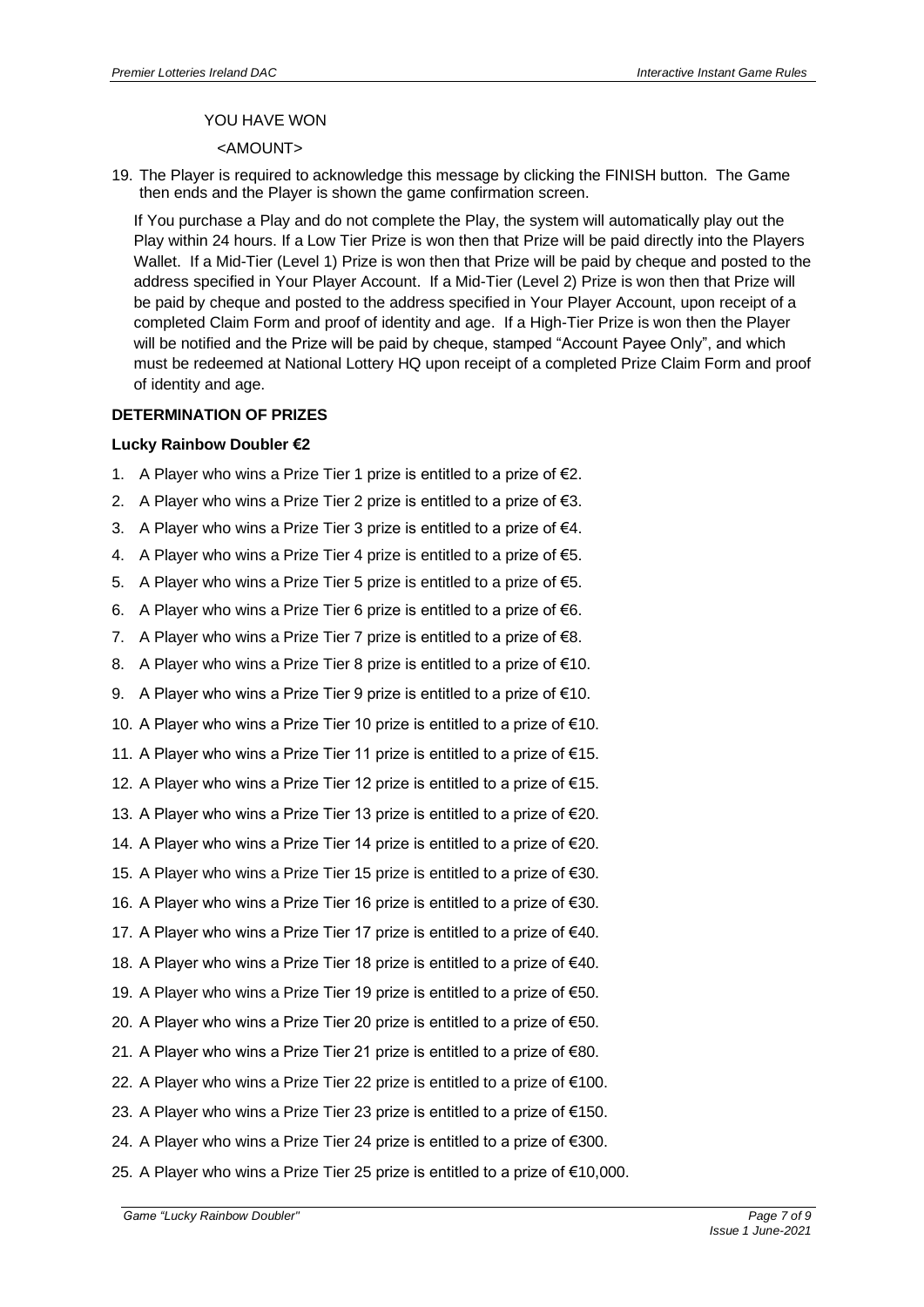YOU HAVE WON

<AMOUNT>

19. The Player is required to acknowledge this message by clicking the FINISH button. The Game then ends and the Player is shown the game confirmation screen.

If You purchase a Play and do not complete the Play, the system will automatically play out the Play within 24 hours. If a Low Tier Prize is won then that Prize will be paid directly into the Players Wallet. If a Mid-Tier (Level 1) Prize is won then that Prize will be paid by cheque and posted to the address specified in Your Player Account. If a Mid-Tier (Level 2) Prize is won then that Prize will be paid by cheque and posted to the address specified in Your Player Account, upon receipt of a completed Claim Form and proof of identity and age. If a High-Tier Prize is won then the Player will be notified and the Prize will be paid by cheque, stamped "Account Payee Only", and which must be redeemed at National Lottery HQ upon receipt of a completed Prize Claim Form and proof of identity and age.

**DETERMINATION OF PRIZES**

**Lucky Rainbow Doubler €2**

1. A Player who wins a Prize Tier 1 prize is entitled to a prize of €2.
2. A Player who wins a Prize Tier 2 prize is entitled to a prize of €3.
3. A Player who wins a Prize Tier 3 prize is entitled to a prize of €4.
4. A Player who wins a Prize Tier 4 prize is entitled to a prize of €5.
5. A Player who wins a Prize Tier 5 prize is entitled to a prize of €5.
6. A Player who wins a Prize Tier 6 prize is entitled to a prize of €6.
7. A Player who wins a Prize Tier 7 prize is entitled to a prize of €8.
8. A Player who wins a Prize Tier 8 prize is entitled to a prize of €10.
9. A Player who wins a Prize Tier 9 prize is entitled to a prize of €10.
10. A Player who wins a Prize Tier 10 prize is entitled to a prize of €10.
11. A Player who wins a Prize Tier 11 prize is entitled to a prize of €15.
12. A Player who wins a Prize Tier 12 prize is entitled to a prize of €15.
13. A Player who wins a Prize Tier 13 prize is entitled to a prize of €20.
14. A Player who wins a Prize Tier 14 prize is entitled to a prize of €20.
15. A Player who wins a Prize Tier 15 prize is entitled to a prize of €30.
16. A Player who wins a Prize Tier 16 prize is entitled to a prize of €30.
17. A Player who wins a Prize Tier 17 prize is entitled to a prize of €40.
18. A Player who wins a Prize Tier 18 prize is entitled to a prize of €40.
19. A Player who wins a Prize Tier 19 prize is entitled to a prize of €50.
20. A Player who wins a Prize Tier 20 prize is entitled to a prize of €50.
21. A Player who wins a Prize Tier 21 prize is entitled to a prize of €80.
22. A Player who wins a Prize Tier 22 prize is entitled to a prize of €100.
23. A Player who wins a Prize Tier 23 prize is entitled to a prize of €150.
24. A Player who wins a Prize Tier 24 prize is entitled to a prize of €300.
25. A Player who wins a Prize Tier 25 prize is entitled to a prize of €10,000.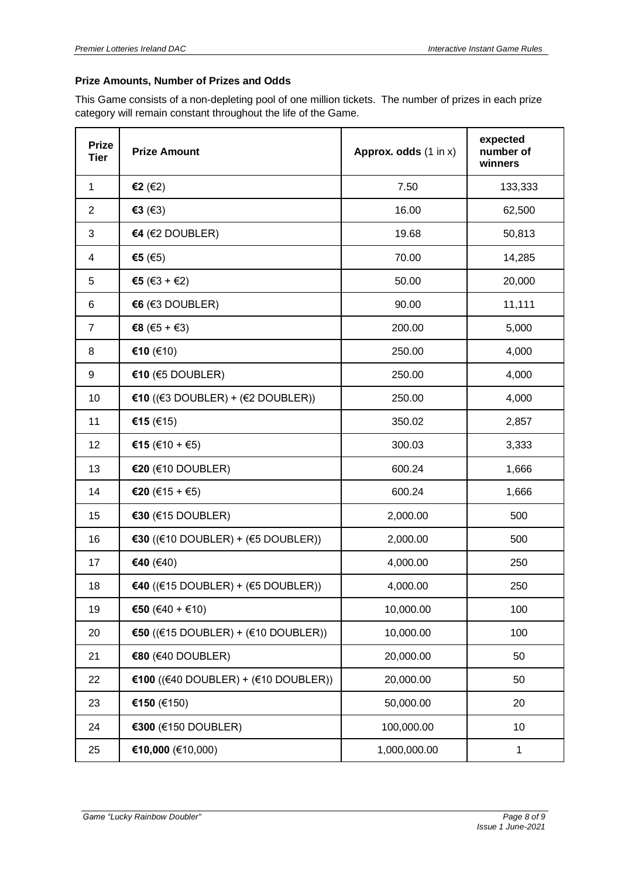### Prize Amounts, Number of Prizes and Odds

This Game consists of a non-depleting pool of one million tickets. The number of prizes in each prize category will remain constant throughout the life of the Game.

| Prize Tier | Prize Amount | Approx. odds (1 in x) | expected number of winners |
|---|---|---|---|
| 1 | **€2** (€2) | 7.50 | 133,333 |
| 2 | **€3** (€3) | 16.00 | 62,500 |
| 3 | **€4** (€2 DOUBLER) | 19.68 | 50,813 |
| 4 | **€5** (€5) | 70.00 | 14,285 |
| 5 | **€5** (€3 + €2) | 50.00 | 20,000 |
| 6 | **€6** (€3 DOUBLER) | 90.00 | 11,111 |
| 7 | **€8** (€5 + €3) | 200.00 | 5,000 |
| 8 | **€10** (€10) | 250.00 | 4,000 |
| 9 | **€10** (€5 DOUBLER) | 250.00 | 4,000 |
| 10 | **€10** ((€3 DOUBLER) + (€2 DOUBLER)) | 250.00 | 4,000 |
| 11 | **€15** (€15) | 350.02 | 2,857 |
| 12 | **€15** (€10 + €5) | 300.03 | 3,333 |
| 13 | **€20** (€10 DOUBLER) | 600.24 | 1,666 |
| 14 | **€20** (€15 + €5) | 600.24 | 1,666 |
| 15 | **€30** (€15 DOUBLER) | 2,000.00 | 500 |
| 16 | **€30** ((€10 DOUBLER) + (€5 DOUBLER)) | 2,000.00 | 500 |
| 17 | **€40** (€40) | 4,000.00 | 250 |
| 18 | **€40** ((€15 DOUBLER) + (€5 DOUBLER)) | 4,000.00 | 250 |
| 19 | **€50** (€40 + €10) | 10,000.00 | 100 |
| 20 | **€50** ((€15 DOUBLER) + (€10 DOUBLER)) | 10,000.00 | 100 |
| 21 | **€80** (€40 DOUBLER) | 20,000.00 | 50 |
| 22 | **€100** ((€40 DOUBLER) + (€10 DOUBLER)) | 20,000.00 | 50 |
| 23 | **€150** (€150) | 50,000.00 | 20 |
| 24 | **€300** (€150 DOUBLER) | 100,000.00 | 10 |
| 25 | **€10,000** (€10,000) | 1,000,000.00 | 1 |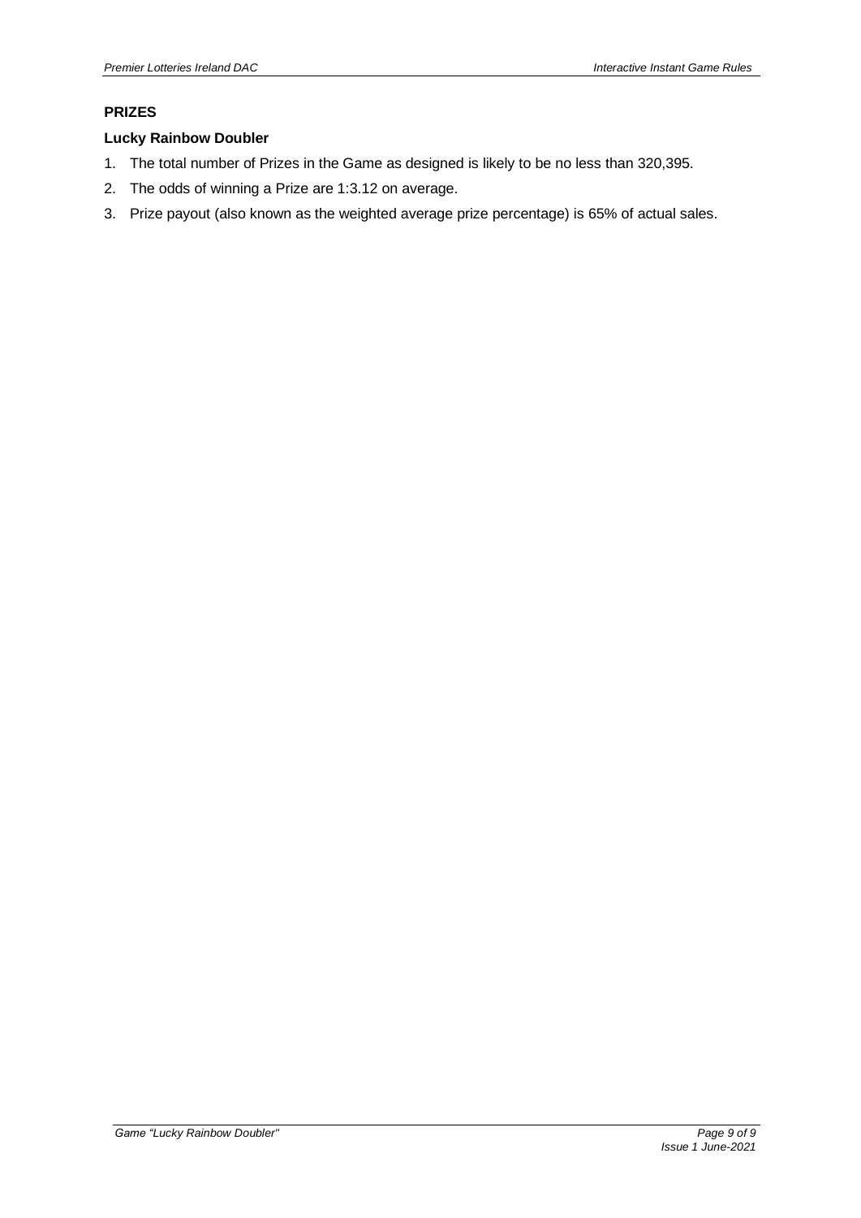**PRIZES**

**Lucky Rainbow Doubler**

1. The total number of Prizes in the Game as designed is likely to be no less than 320,395.
2. The odds of winning a Prize are 1:3.12 on average.
3. Prize payout (also known as the weighted average prize percentage) is 65% of actual sales.